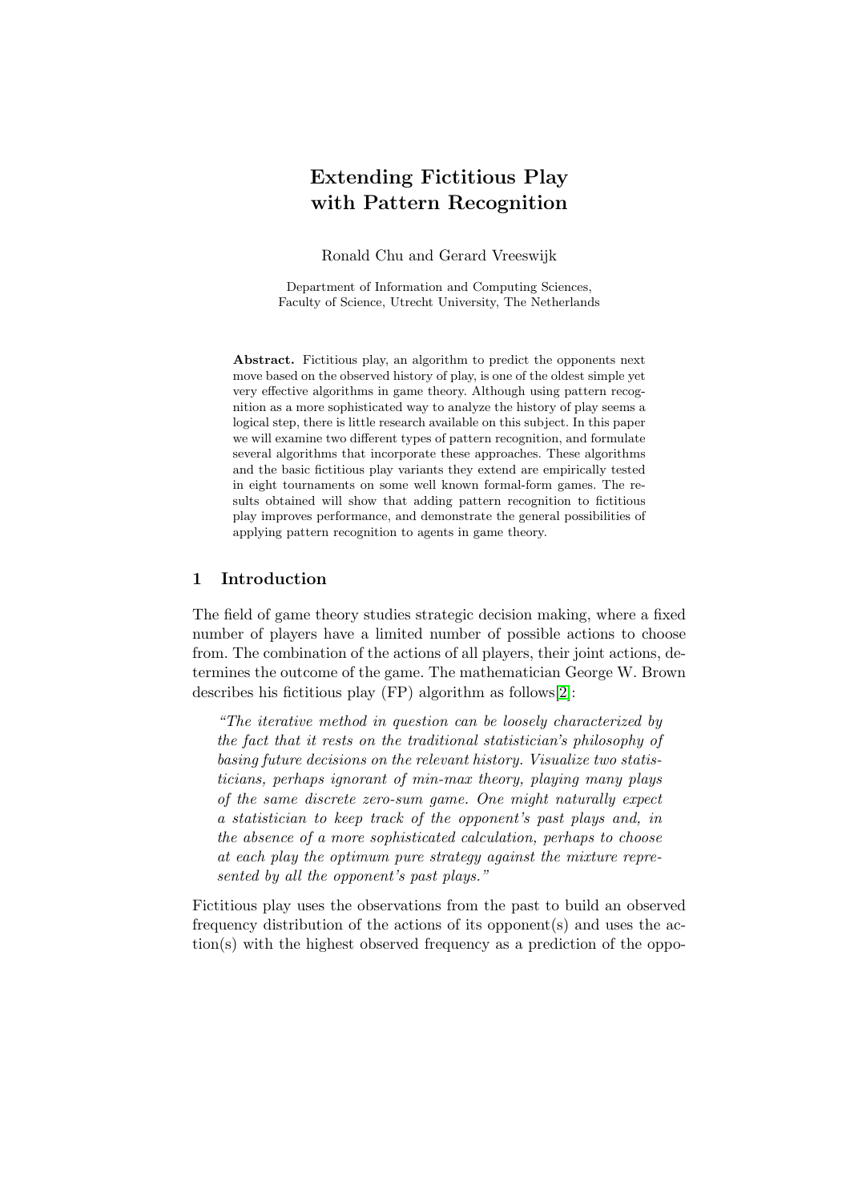# Extending Fictitious Play with Pattern Recognition

Ronald Chu and Gerard Vreeswijk

Department of Information and Computing Sciences,
Faculty of Science, Utrecht University, The Netherlands

**Abstract.** Fictitious play, an algorithm to predict the opponents next move based on the observed history of play, is one of the oldest simple yet very effective algorithms in game theory. Although using pattern recognition as a more sophisticated way to analyze the history of play seems a logical step, there is little research available on this subject. In this paper we will examine two different types of pattern recognition, and formulate several algorithms that incorporate these approaches. These algorithms and the basic fictitious play variants they extend are empirically tested in eight tournaments on some well known formal-form games. The results obtained will show that adding pattern recognition to fictitious play improves performance, and demonstrate the general possibilities of applying pattern recognition to agents in game theory.

## 1 Introduction

The field of game theory studies strategic decision making, where a fixed number of players have a limited number of possible actions to choose from. The combination of the actions of all players, their joint actions, determines the outcome of the game. The mathematician George W. Brown describes his fictitious play (FP) algorithm as follows[2]:

> *"The iterative method in question can be loosely characterized by the fact that it rests on the traditional statistician's philosophy of basing future decisions on the relevant history. Visualize two statisticians, perhaps ignorant of min-max theory, playing many plays of the same discrete zero-sum game. One might naturally expect a statistician to keep track of the opponent's past plays and, in the absence of a more sophisticated calculation, perhaps to choose at each play the optimum pure strategy against the mixture represented by all the opponent's past plays."*

Fictitious play uses the observations from the past to build an observed frequency distribution of the actions of its opponent(s) and uses the action(s) with the highest observed frequency as a prediction of the oppo-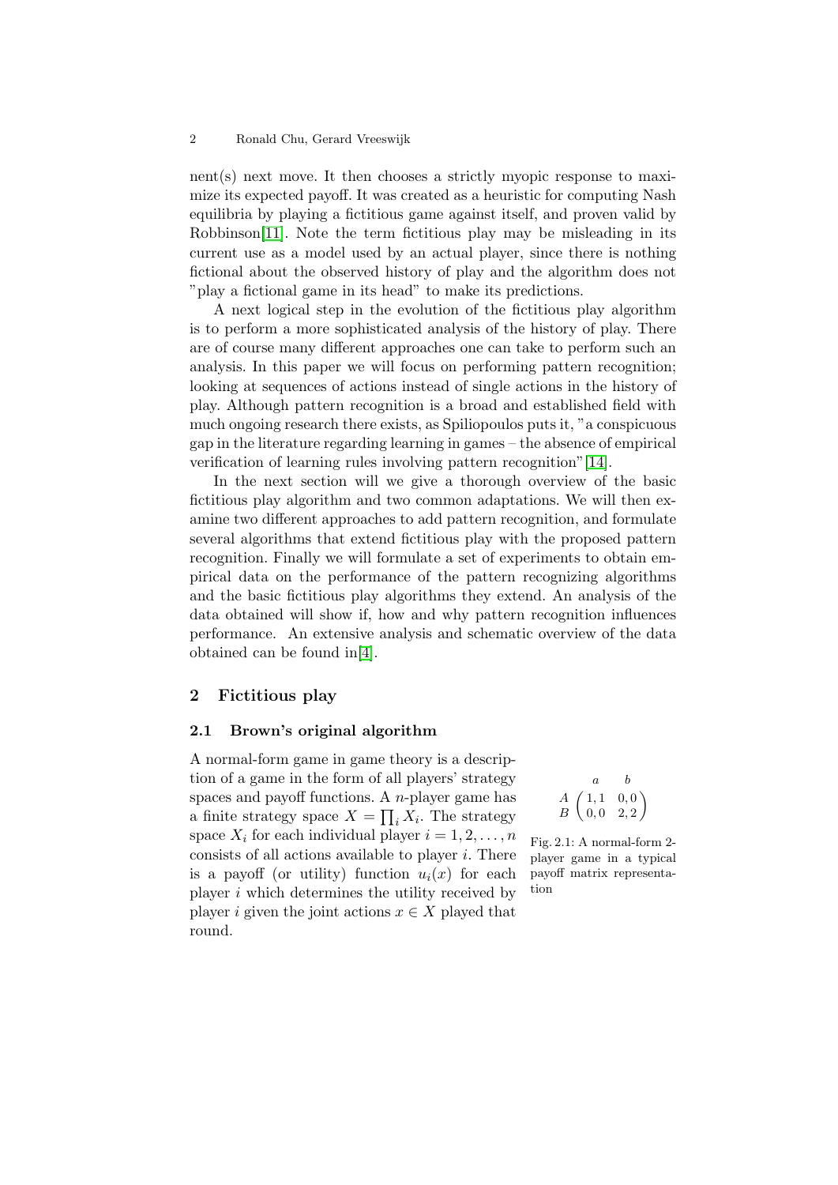nent(s) next move. It then chooses a strictly myopic response to maximize its expected payoff. It was created as a heuristic for computing Nash equilibria by playing a fictitious game against itself, and proven valid by Robbinson[11]. Note the term fictitious play may be misleading in its current use as a model used by an actual player, since there is nothing fictional about the observed history of play and the algorithm does not "play a fictional game in its head" to make its predictions.

A next logical step in the evolution of the fictitious play algorithm is to perform a more sophisticated analysis of the history of play. There are of course many different approaches one can take to perform such an analysis. In this paper we will focus on performing pattern recognition; looking at sequences of actions instead of single actions in the history of play. Although pattern recognition is a broad and established field with much ongoing research there exists, as Spiliopoulos puts it, "a conspicuous gap in the literature regarding learning in games – the absence of empirical verification of learning rules involving pattern recognition"[14].

In the next section will we give a thorough overview of the basic fictitious play algorithm and two common adaptations. We will then examine two different approaches to add pattern recognition, and formulate several algorithms that extend fictitious play with the proposed pattern recognition. Finally we will formulate a set of experiments to obtain empirical data on the performance of the pattern recognizing algorithms and the basic fictitious play algorithms they extend. An analysis of the data obtained will show if, how and why pattern recognition influences performance. An extensive analysis and schematic overview of the data obtained can be found in[4].

## 2 Fictitious play

### 2.1 Brown's original algorithm

A normal-form game in game theory is a description of a game in the form of all players' strategy spaces and payoff functions. A $n$-player game has a finite strategy space $X = \prod_i X_i$. The strategy space $X_i$ for each individual player $i = 1, 2, \ldots, n$ consists of all actions available to player $i$. There is a payoff (or utility) function $u_i(x)$ for each player $i$ which determines the utility received by player $i$ given the joint actions $x \in X$ played that round.

$$\begin{array}{c} \\ A \\ B \end{array} \begin{array}{c} \begin{array}{cc} a & b \end{array} \\ \begin{pmatrix} 1,1 & 0,0 \\ 0,0 & 2,2 \end{pmatrix} \end{array}$$

Fig. 2.1: A normal-form 2-player game in a typical payoff matrix representation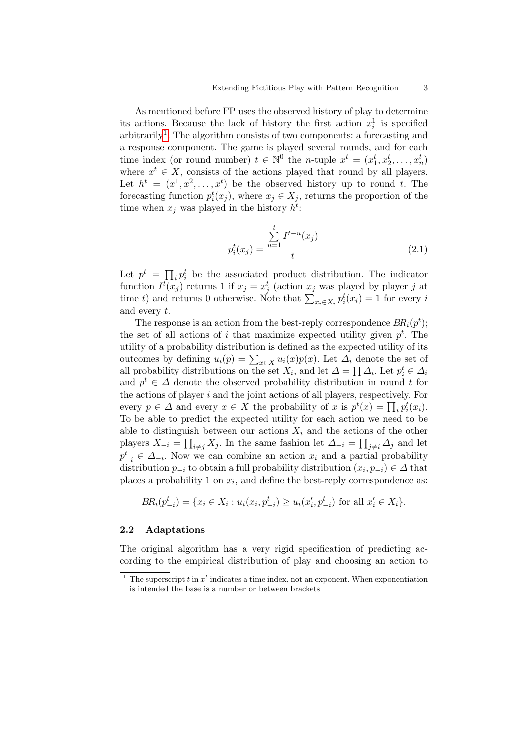As mentioned before FP uses the observed history of play to determine its actions. Because the lack of history the first action $x_i^1$ is specified arbitrarily[1]. The algorithm consists of two components: a forecasting and a response component. The game is played several rounds, and for each time index (or round number) $t \in \mathbb{N}^0$ the $n$-tuple $x^t = (x_1^t, x_2^t, \ldots, x_n^t)$ where $x^t \in X$, consists of the actions played that round by all players. Let $h^t = (x^1, x^2, \ldots, x^t)$ be the observed history up to round $t$. The forecasting function $p_i^t(x_j)$, where $x_j \in X_j$, returns the proportion of the time when $x_j$ was played in the history $h^t$:

$$p_i^t(x_j) = \frac{\sum_{u=1}^{t} I^{t-u}(x_j)}{t} \tag{2.1}$$

Let $p^t = \prod_i p_i^t$ be the associated product distribution. The indicator function $I^t(x_j)$ returns 1 if $x_j = x_j^t$ (action $x_j$ was played by player $j$ at time $t$) and returns 0 otherwise. Note that $\sum_{x_i \in X_i} p_i^t(x_i) = 1$ for every $i$ and every $t$.

The response is an action from the best-reply correspondence $BR_i(p^t)$; the set of all actions of $i$ that maximize expected utility given $p^t$. The utility of a probability distribution is defined as the expected utility of its outcomes by defining $u_i(p) = \sum_{x \in X} u_i(x)p(x)$. Let $\Delta_i$ denote the set of all probability distributions on the set $X_i$, and let $\Delta = \prod \Delta_i$. Let $p_i^t \in \Delta_i$ and $p^t \in \Delta$ denote the observed probability distribution in round $t$ for the actions of player $i$ and the joint actions of all players, respectively. For every $p \in \Delta$ and every $x \in X$ the probability of $x$ is $p^t(x) = \prod_i p_i^t(x_i)$. To be able to predict the expected utility for each action we need to be able to distinguish between our actions $X_i$ and the actions of the other players $X_{-i} = \prod_{i \neq j} X_j$. In the same fashion let $\Delta_{-i} = \prod_{j \neq i} \Delta_j$ and let $p_{-i}^t \in \Delta_{-i}$. Now we can combine an action $x_i$ and a partial probability distribution $p_{-i}$ to obtain a full probability distribution $(x_i, p_{-i}) \in \Delta$ that places a probability 1 on $x_i$, and define the best-reply correspondence as:

$$BR_i(p_{-i}^t) = \{x_i \in X_i : u_i(x_i, p_{-i}^t) \geq u_i(x_i', p_{-i}^t) \text{ for all } x_i' \in X_i\}.$$

### 2.2 Adaptations

The original algorithm has a very rigid specification of predicting according to the empirical distribution of play and choosing an action to

[1] The superscript $t$ in $x^t$ indicates a time index, not an exponent. When exponentiation is intended the base is a number or between brackets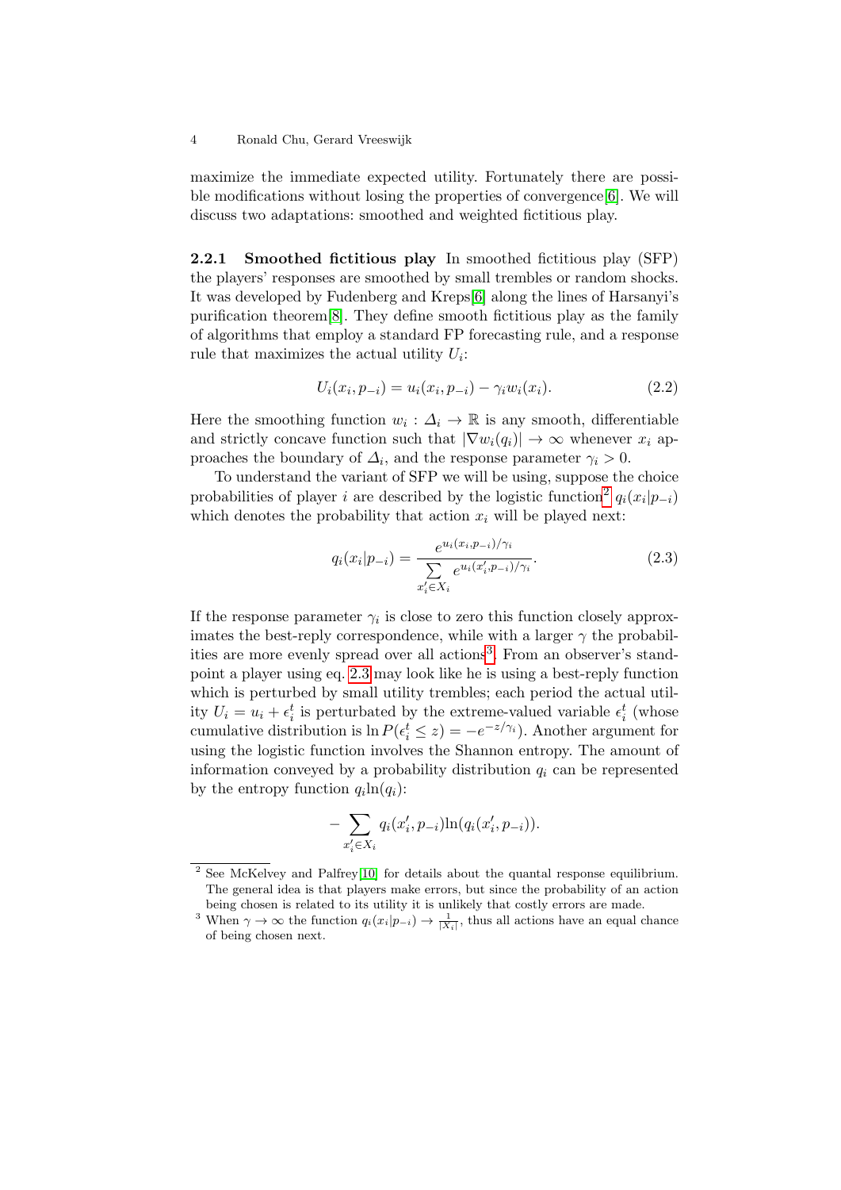maximize the immediate expected utility. Fortunately there are possible modifications without losing the properties of convergence[6]. We will discuss two adaptations: smoothed and weighted fictitious play.

#### 2.2.1 Smoothed fictitious play

In smoothed fictitious play (SFP) the players' responses are smoothed by small trembles or random shocks. It was developed by Fudenberg and Kreps[6] along the lines of Harsanyi's purification theorem[8]. They define smooth fictitious play as the family of algorithms that employ a standard FP forecasting rule, and a response rule that maximizes the actual utility $U_i$:

$$U_i(x_i, p_{-i}) = u_i(x_i, p_{-i}) - \gamma_i w_i(x_i). \tag{2.2}$$

Here the smoothing function $w_i : \Delta_i \to \mathbb{R}$ is any smooth, differentiable and strictly concave function such that $|\nabla w_i(q_i)| \to \infty$ whenever $x_i$ approaches the boundary of $\Delta_i$, and the response parameter $\gamma_i > 0$.

To understand the variant of SFP we will be using, suppose the choice probabilities of player $i$ are described by the logistic function[2] $q_i(x_i|p_{-i})$ which denotes the probability that action $x_i$ will be played next:

$$q_i(x_i|p_{-i}) = \frac{e^{u_i(x_i, p_{-i})/\gamma_i}}{\sum\limits_{x'_i \in X_i} e^{u_i(x'_i, p_{-i})/\gamma_i}}. \tag{2.3}$$

If the response parameter $\gamma_i$ is close to zero this function closely approximates the best-reply correspondence, while with a larger $\gamma$ the probabilities are more evenly spread over all actions[3]. From an observer's standpoint a player using eq. 2.3 may look like he is using a best-reply function which is perturbed by small utility trembles; each period the actual utility $U_i = u_i + \epsilon_i^t$ is perturbated by the extreme-valued variable $\epsilon_i^t$ (whose cumulative distribution is $\ln P(\epsilon_i^t \leq z) = -e^{-z/\gamma_i}$). Another argument for using the logistic function involves the Shannon entropy. The amount of information conveyed by a probability distribution $q_i$ can be represented by the entropy function $q_i \ln(q_i)$:

$$-\sum_{x'_i \in X_i} q_i(x'_i, p_{-i}) \ln(q_i(x'_i, p_{-i})).$$

[2] See McKelvey and Palfrey[10] for details about the quantal response equilibrium. The general idea is that players make errors, but since the probability of an action being chosen is related to its utility it is unlikely that costly errors are made.

[3] When $\gamma \to \infty$ the function $q_i(x_i|p_{-i}) \to \frac{1}{|X_i|}$, thus all actions have an equal chance of being chosen next.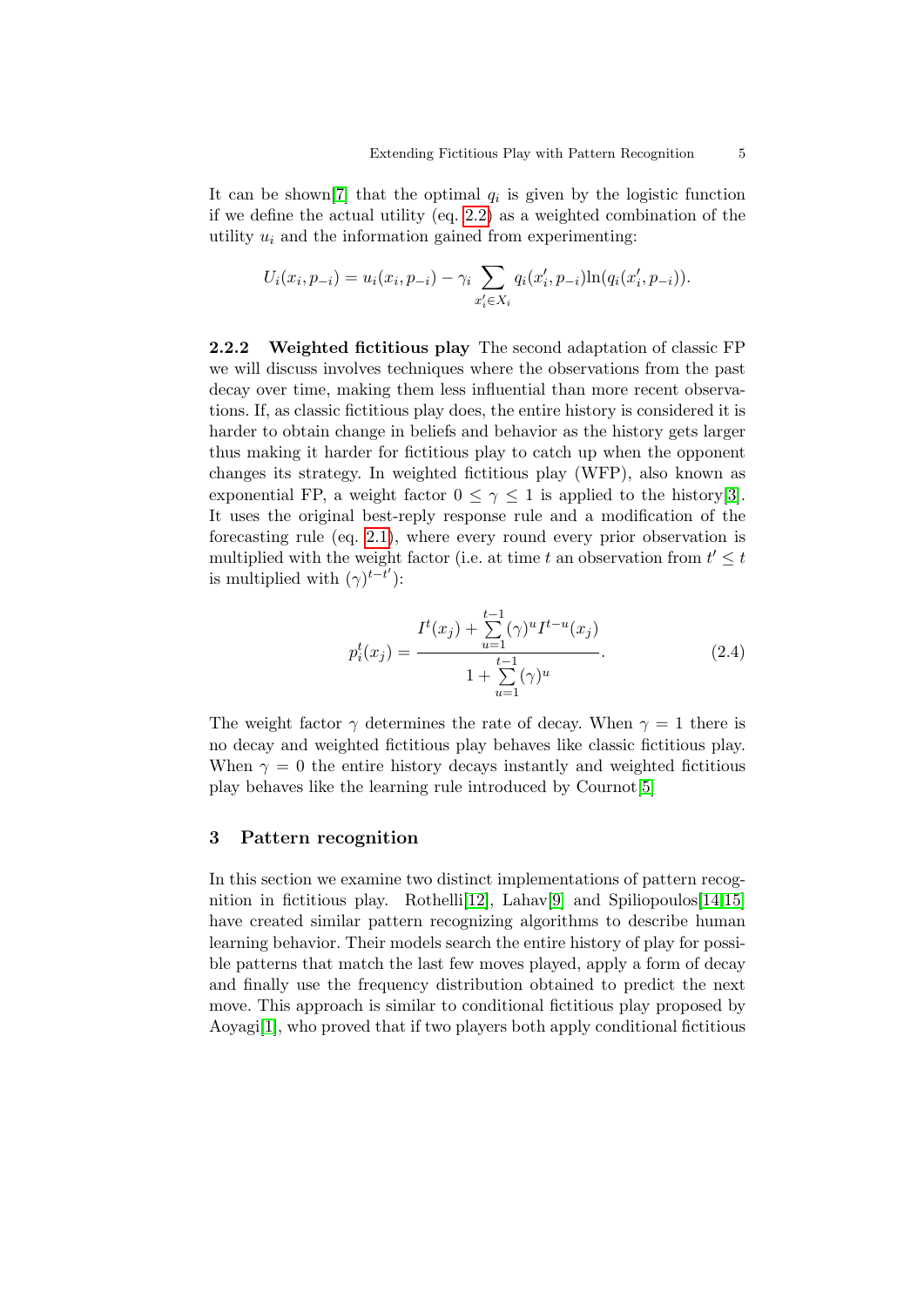It can be shown[7] that the optimal $q_i$ is given by the logistic function if we define the actual utility (eq. 2.2) as a weighted combination of the utility $u_i$ and the information gained from experimenting:

$$U_i(x_i, p_{-i}) = u_i(x_i, p_{-i}) - \gamma_i \sum_{x'_i \in X_i} q_i(x'_i, p_{-i}) \ln(q_i(x'_i, p_{-i})).$$

#### 2.2.2 Weighted fictitious play

The second adaptation of classic FP we will discuss involves techniques where the observations from the past decay over time, making them less influential than more recent observations. If, as classic fictitious play does, the entire history is considered it is harder to obtain change in beliefs and behavior as the history gets larger thus making it harder for fictitious play to catch up when the opponent changes its strategy. In weighted fictitious play (WFP), also known as exponential FP, a weight factor $0 \leq \gamma \leq 1$ is applied to the history[3]. It uses the original best-reply response rule and a modification of the forecasting rule (eq. 2.1), where every round every prior observation is multiplied with the weight factor (i.e. at time $t$ an observation from $t' \leq t$ is multiplied with $(\gamma)^{t-t'}$):

$$p_i^t(x_j) = \frac{I^t(x_j) + \sum_{u=1}^{t-1} (\gamma)^u I^{t-u}(x_j)}{1 + \sum_{u=1}^{t-1} (\gamma)^u}. \tag{2.4}$$

The weight factor $\gamma$ determines the rate of decay. When $\gamma = 1$ there is no decay and weighted fictitious play behaves like classic fictitious play. When $\gamma = 0$ the entire history decays instantly and weighted fictitious play behaves like the learning rule introduced by Cournot[5]

## 3 Pattern recognition

In this section we examine two distinct implementations of pattern recognition in fictitious play. Rothelli[12], Lahav[9] and Spiliopoulos[14,15] have created similar pattern recognizing algorithms to describe human learning behavior. Their models search the entire history of play for possible patterns that match the last few moves played, apply a form of decay and finally use the frequency distribution obtained to predict the next move. This approach is similar to conditional fictitious play proposed by Aoyagi[1], who proved that if two players both apply conditional fictitious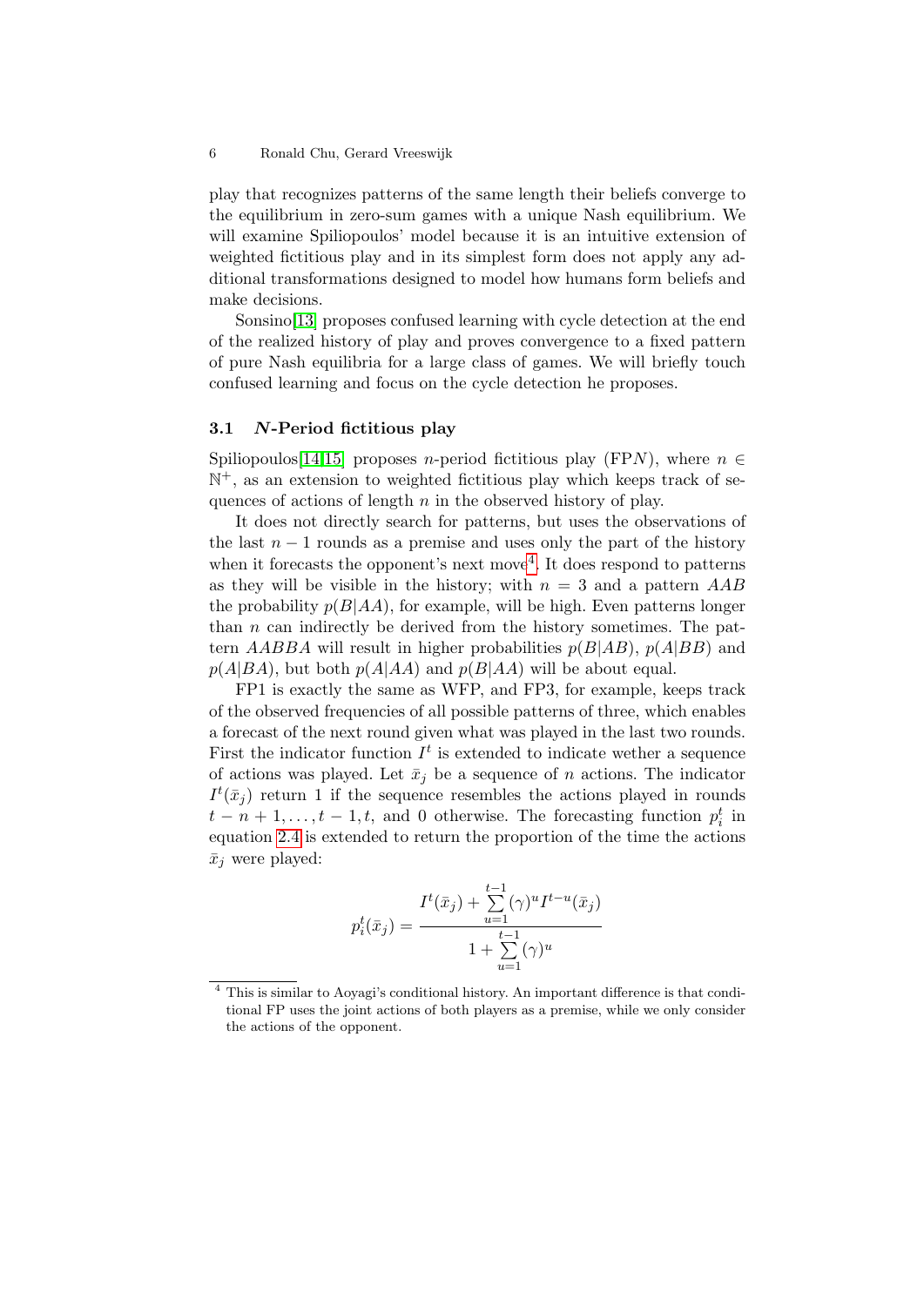play that recognizes patterns of the same length their beliefs converge to the equilibrium in zero-sum games with a unique Nash equilibrium. We will examine Spiliopoulos' model because it is an intuitive extension of weighted fictitious play and in its simplest form does not apply any additional transformations designed to model how humans form beliefs and make decisions.

Sonsino[13] proposes confused learning with cycle detection at the end of the realized history of play and proves convergence to a fixed pattern of pure Nash equilibria for a large class of games. We will briefly touch confused learning and focus on the cycle detection he proposes.

### 3.1 *N*-Period fictitious play

Spiliopoulos[14,15] proposes $n$-period fictitious play (FP$N$), where $n \in \mathbb{N}^+$, as an extension to weighted fictitious play which keeps track of sequences of actions of length $n$ in the observed history of play.

It does not directly search for patterns, but uses the observations of the last $n-1$ rounds as a premise and uses only the part of the history when it forecasts the opponent's next move[4]. It does respond to patterns as they will be visible in the history; with $n = 3$ and a pattern $AAB$ the probability $p(B|AA)$, for example, will be high. Even patterns longer than $n$ can indirectly be derived from the history sometimes. The pattern $AABBA$ will result in higher probabilities $p(B|AB)$, $p(A|BB)$ and $p(A|BA)$, but both $p(A|AA)$ and $p(B|AA)$ will be about equal.

FP1 is exactly the same as WFP, and FP3, for example, keeps track of the observed frequencies of all possible patterns of three, which enables a forecast of the next round given what was played in the last two rounds. First the indicator function $I^t$ is extended to indicate wether a sequence of actions was played. Let $\bar{x}_j$ be a sequence of $n$ actions. The indicator $I^t(\bar{x}_j)$ return 1 if the sequence resembles the actions played in rounds $t-n+1, \ldots, t-1, t$, and 0 otherwise. The forecasting function $p_i^t$ in equation 2.4 is extended to return the proportion of the time the actions $\bar{x}_j$ were played:

$$p_i^t(\bar{x}_j) = \frac{I^t(\bar{x}_j) + \sum_{u=1}^{t-1} (\gamma)^u I^{t-u}(\bar{x}_j)}{1 + \sum_{u=1}^{t-1} (\gamma)^u}$$

[4] This is similar to Aoyagi's conditional history. An important difference is that conditional FP uses the joint actions of both players as a premise, while we only consider the actions of the opponent.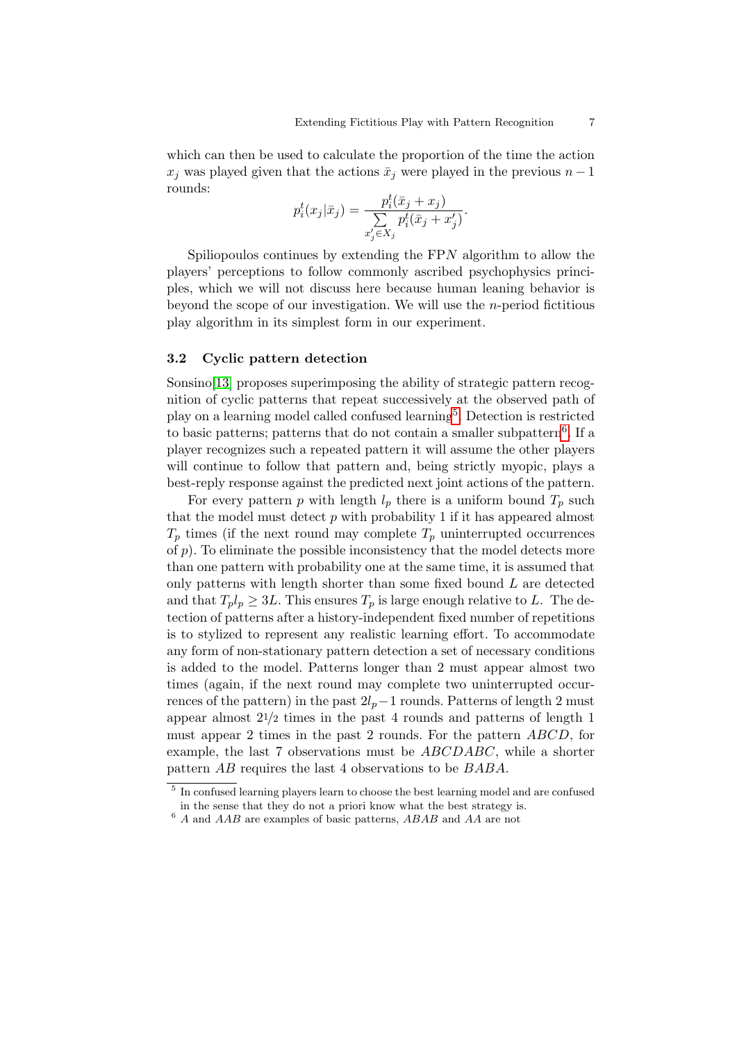which can then be used to calculate the proportion of the time the action $x_j$ was played given that the actions $\bar{x}_j$ were played in the previous $n-1$ rounds:

$$p_i^t(x_j|\bar{x}_j) = \frac{p_i^t(\bar{x}_j + x_j)}{\sum\limits_{x_j' \in X_j} p_i^t(\bar{x}_j + x_j')}.$$

Spiliopoulos continues by extending the FP$N$ algorithm to allow the players' perceptions to follow commonly ascribed psychophysics principles, which we will not discuss here because human leaning behavior is beyond the scope of our investigation. We will use the $n$-period fictitious play algorithm in its simplest form in our experiment.

### 3.2 Cyclic pattern detection

Sonsino[13] proposes superimposing the ability of strategic pattern recognition of cyclic patterns that repeat successively at the observed path of play on a learning model called confused learning[5]. Detection is restricted to basic patterns; patterns that do not contain a smaller subpattern[6]. If a player recognizes such a repeated pattern it will assume the other players will continue to follow that pattern and, being strictly myopic, plays a best-reply response against the predicted next joint actions of the pattern.

For every pattern $p$ with length $l_p$ there is a uniform bound $T_p$ such that the model must detect $p$ with probability 1 if it has appeared almost $T_p$ times (if the next round may complete $T_p$ uninterrupted occurrences of $p$). To eliminate the possible inconsistency that the model detects more than one pattern with probability one at the same time, it is assumed that only patterns with length shorter than some fixed bound $L$ are detected and that $T_p l_p \geq 3L$. This ensures $T_p$ is large enough relative to $L$. The detection of patterns after a history-independent fixed number of repetitions is to stylized to represent any realistic learning effort. To accommodate any form of non-stationary pattern detection a set of necessary conditions is added to the model. Patterns longer than 2 must appear almost two times (again, if the next round may complete two uninterrupted occurrences of the pattern) in the past $2l_p - 1$ rounds. Patterns of length 2 must appear almost $2^1/_2$ times in the past 4 rounds and patterns of length 1 must appear 2 times in the past 2 rounds. For the pattern $ABCD$, for example, the last 7 observations must be $ABCDABC$, while a shorter pattern $AB$ requires the last 4 observations to be $BABA$.

---

[5] In confused learning players learn to choose the best learning model and are confused in the sense that they do not a priori know what the best strategy is.

[6] $A$ and $AAB$ are examples of basic patterns, $ABAB$ and $AA$ are not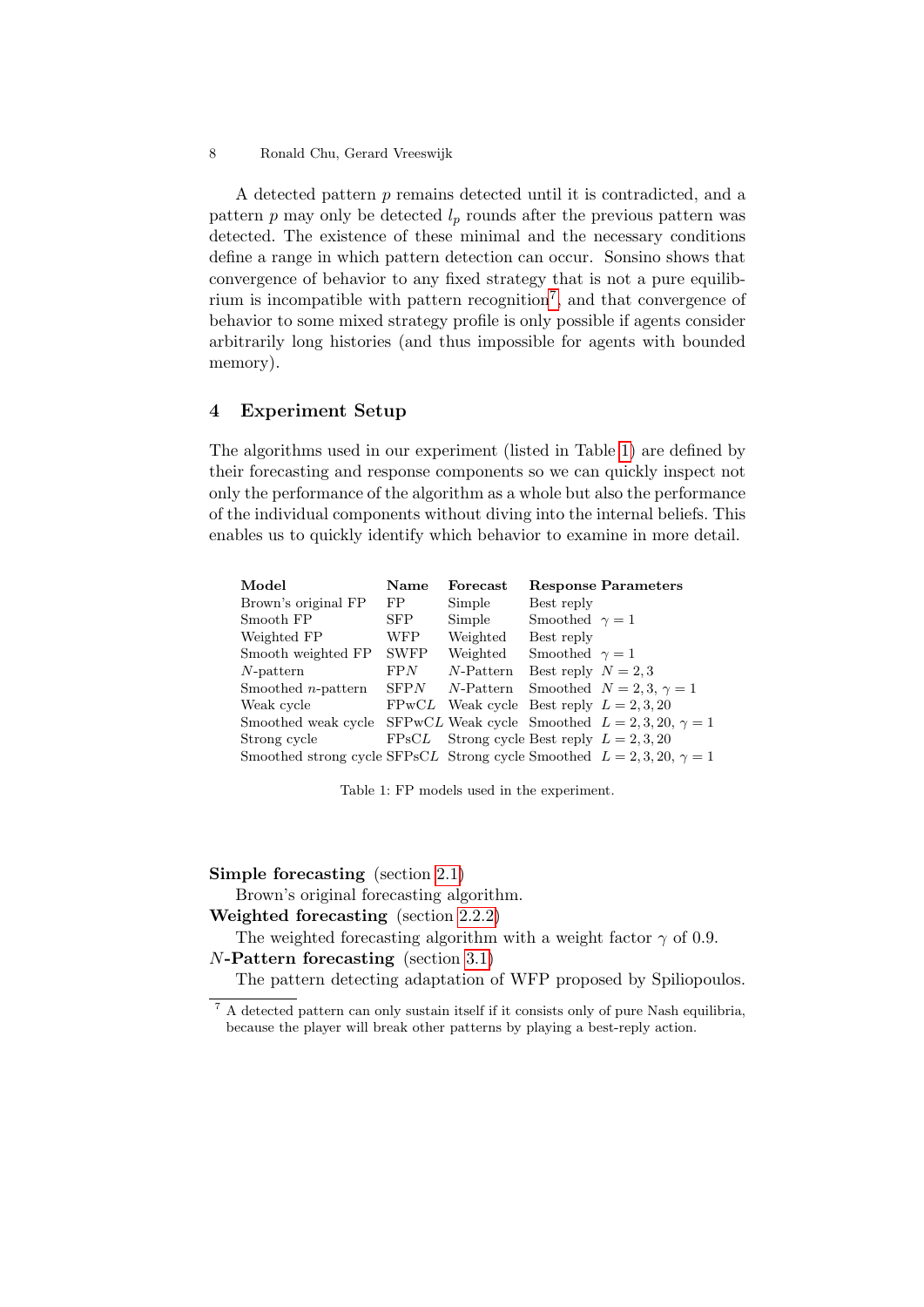A detected pattern $p$ remains detected until it is contradicted, and a pattern $p$ may only be detected $l_p$ rounds after the previous pattern was detected. The existence of these minimal and the necessary conditions define a range in which pattern detection can occur. Sonsino shows that convergence of behavior to any fixed strategy that is not a pure equilibrium is incompatible with pattern recognition[7], and that convergence of behavior to some mixed strategy profile is only possible if agents consider arbitrarily long histories (and thus impossible for agents with bounded memory).

## 4 Experiment Setup

The algorithms used in our experiment (listed in Table 1) are defined by their forecasting and response components so we can quickly inspect not only the performance of the algorithm as a whole but also the performance of the individual components without diving into the internal beliefs. This enables us to quickly identify which behavior to examine in more detail.

| Model | Name | Forecast | Response | Parameters |
|---|---|---|---|---|
| Brown's original FP | FP | Simple | Best reply | |
| Smooth FP | SFP | Simple | Smoothed | $\gamma = 1$ |
| Weighted FP | WFP | Weighted | Best reply | |
| Smooth weighted FP | SWFP | Weighted | Smoothed | $\gamma = 1$ |
| $N$-pattern | FP$N$ | $N$-Pattern | Best reply | $N = 2, 3$ |
| Smoothed $n$-pattern | SFP$N$ | $N$-Pattern | Smoothed | $N = 2, 3$, $\gamma = 1$ |
| Weak cycle | FPwC$L$ | Weak cycle | Best reply | $L = 2, 3, 20$ |
| Smoothed weak cycle | SFPwC$L$ | Weak cycle | Smoothed | $L = 2, 3, 20$, $\gamma = 1$ |
| Strong cycle | FPsC$L$ | Strong cycle | Best reply | $L = 2, 3, 20$ |
| Smoothed strong cycle | SFPsC$L$ | Strong cycle | Smoothed | $L = 2, 3, 20$, $\gamma = 1$ |

Table 1: FP models used in the experiment.

**Simple forecasting** (section 2.1)
Brown's original forecasting algorithm.

**Weighted forecasting** (section 2.2.2)
The weighted forecasting algorithm with a weight factor $\gamma$ of 0.9.

***N*-Pattern forecasting** (section 3.1)
The pattern detecting adaptation of WFP proposed by Spiliopoulos.

[7] A detected pattern can only sustain itself if it consists only of pure Nash equilibria, because the player will break other patterns by playing a best-reply action.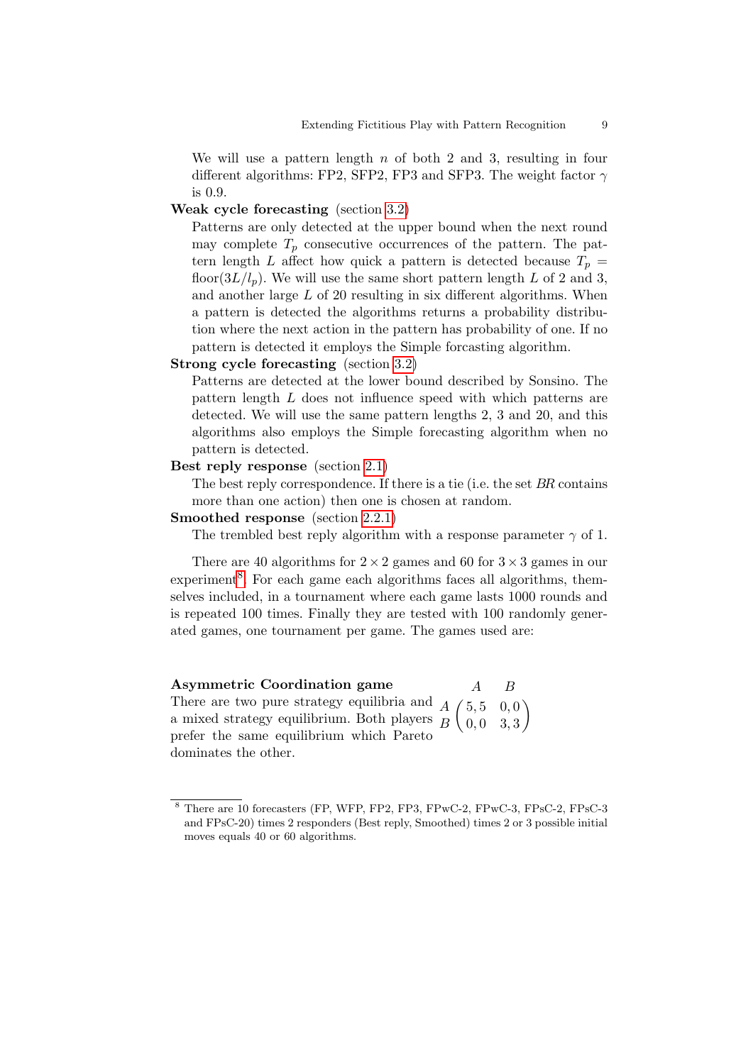We will use a pattern length $n$ of both 2 and 3, resulting in four different algorithms: FP2, SFP2, FP3 and SFP3. The weight factor $\gamma$ is 0.9.

**Weak cycle forecasting** (section 3.2)

Patterns are only detected at the upper bound when the next round may complete $T_p$ consecutive occurrences of the pattern. The pattern length $L$ affect how quick a pattern is detected because $T_p = \text{floor}(3L/l_p)$. We will use the same short pattern length $L$ of 2 and 3, and another large $L$ of 20 resulting in six different algorithms. When a pattern is detected the algorithms returns a probability distribution where the next action in the pattern has probability of one. If no pattern is detected it employs the Simple forcasting algorithm.

**Strong cycle forecasting** (section 3.2)

Patterns are detected at the lower bound described by Sonsino. The pattern length $L$ does not influence speed with which patterns are detected. We will use the same pattern lengths 2, 3 and 20, and this algorithms also employs the Simple forecasting algorithm when no pattern is detected.

**Best reply response** (section 2.1)

The best reply correspondence. If there is a tie (i.e. the set *BR* contains more than one action) then one is chosen at random.

**Smoothed response** (section 2.2.1)

The trembled best reply algorithm with a response parameter $\gamma$ of 1.

There are 40 algorithms for $2 \times 2$ games and 60 for $3 \times 3$ games in our experiment[8]. For each game each algorithms faces all algorithms, themselves included, in a tournament where each game lasts 1000 rounds and is repeated 100 times. Finally they are tested with 100 randomly generated games, one tournament per game. The games used are:

**Asymmetric Coordination game**

There are two pure strategy equilibria and a mixed strategy equilibrium. Both players prefer the same equilibrium which Pareto dominates the other.

$$
\begin{array}{c} \\ A \\ B \end{array}
\begin{array}{c} \begin{array}{cc} A & B \end{array} \\ \begin{pmatrix} 5,5 & 0,0 \\ 0,0 & 3,3 \end{pmatrix} \end{array}
$$

[8] There are 10 forecasters (FP, WFP, FP2, FP3, FPwC-2, FPwC-3, FPsC-2, FPsC-3 and FPsC-20) times 2 responders (Best reply, Smoothed) times 2 or 3 possible initial moves equals 40 or 60 algorithms.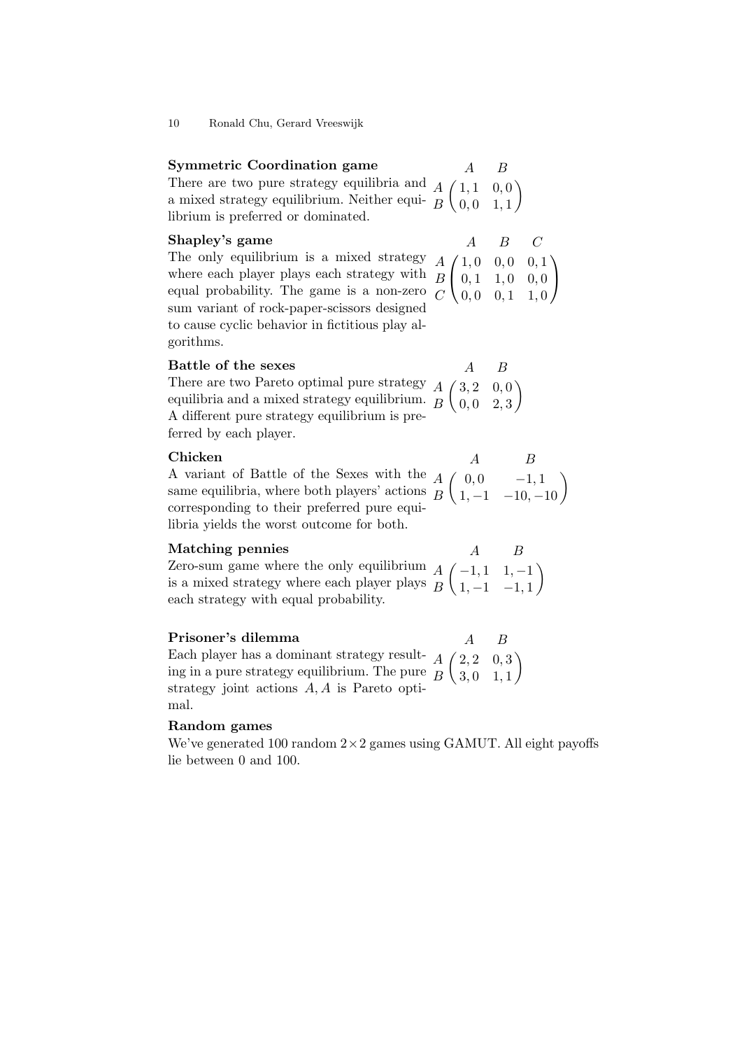**Symmetric Coordination game**

There are two pure strategy equilibria and a mixed strategy equilibrium. Neither equilibrium is preferred or dominated.

$$\begin{array}{c c} & \begin{array}{cc} A & B \end{array} \\ \begin{array}{c} A \\ B \end{array} & \begin{pmatrix} 1,1 & 0,0 \\ 0,0 & 1,1 \end{pmatrix} \end{array}$$

**Shapley's game**

The only equilibrium is a mixed strategy where each player plays each strategy with equal probability. The game is a non-zero sum variant of rock-paper-scissors designed to cause cyclic behavior in fictitious play algorithms.

$$\begin{array}{c c} & \begin{array}{ccc} A & B & C \end{array} \\ \begin{array}{c} A \\ B \\ C \end{array} & \begin{pmatrix} 1,0 & 0,0 & 0,1 \\ 0,1 & 1,0 & 0,0 \\ 0,0 & 0,1 & 1,0 \end{pmatrix} \end{array}$$

**Battle of the sexes**

There are two Pareto optimal pure strategy equilibria and a mixed strategy equilibrium. A different pure strategy equilibrium is preferred by each player.

$$\begin{array}{c c} & \begin{array}{cc} A & B \end{array} \\ \begin{array}{c} A \\ B \end{array} & \begin{pmatrix} 3,2 & 0,0 \\ 0,0 & 2,3 \end{pmatrix} \end{array}$$

**Chicken**

A variant of Battle of the Sexes with the same equilibria, where both players' actions corresponding to their preferred pure equilibria yields the worst outcome for both.

$$\begin{array}{c c} & \begin{array}{cc} A & B \end{array} \\ \begin{array}{c} A \\ B \end{array} & \begin{pmatrix} 0,0 & -1,1 \\ 1,-1 & -10,-10 \end{pmatrix} \end{array}$$

**Matching pennies**

Zero-sum game where the only equilibrium is a mixed strategy where each player plays each strategy with equal probability.

$$\begin{array}{c c} & \begin{array}{cc} A & B \end{array} \\ \begin{array}{c} A \\ B \end{array} & \begin{pmatrix} -1,1 & 1,-1 \\ 1,-1 & -1,1 \end{pmatrix} \end{array}$$

**Prisoner's dilemma**

Each player has a dominant strategy resulting in a pure strategy equilibrium. The pure strategy joint actions $A, A$ is Pareto optimal.

$$\begin{array}{c c} & \begin{array}{cc} A & B \end{array} \\ \begin{array}{c} A \\ B \end{array} & \begin{pmatrix} 2,2 & 0,3 \\ 3,0 & 1,1 \end{pmatrix} \end{array}$$

**Random games**

We've generated 100 random $2 \times 2$ games using GAMUT. All eight payoffs lie between 0 and 100.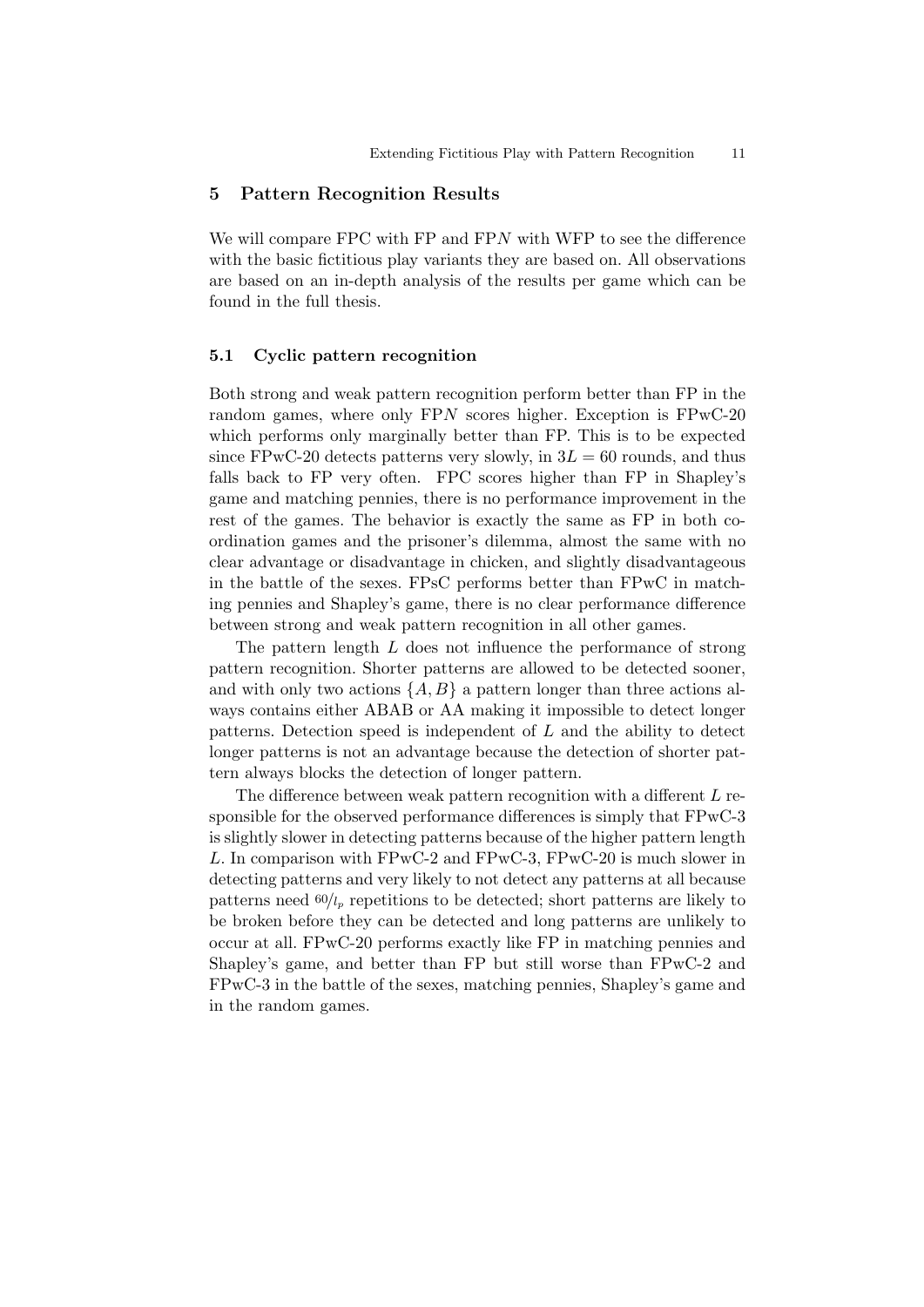## 5 Pattern Recognition Results

We will compare FPC with FP and FP$N$ with WFP to see the difference with the basic fictitious play variants they are based on. All observations are based on an in-depth analysis of the results per game which can be found in the full thesis.

### 5.1 Cyclic pattern recognition

Both strong and weak pattern recognition perform better than FP in the random games, where only FP$N$ scores higher. Exception is FPwC-20 which performs only marginally better than FP. This is to be expected since FPwC-20 detects patterns very slowly, in $3L = 60$ rounds, and thus falls back to FP very often. FPC scores higher than FP in Shapley's game and matching pennies, there is no performance improvement in the rest of the games. The behavior is exactly the same as FP in both coordination games and the prisoner's dilemma, almost the same with no clear advantage or disadvantage in chicken, and slightly disadvantageous in the battle of the sexes. FPsC performs better than FPwC in matching pennies and Shapley's game, there is no clear performance difference between strong and weak pattern recognition in all other games.

The pattern length $L$ does not influence the performance of strong pattern recognition. Shorter patterns are allowed to be detected sooner, and with only two actions $\{A, B\}$ a pattern longer than three actions always contains either ABAB or AA making it impossible to detect longer patterns. Detection speed is independent of $L$ and the ability to detect longer patterns is not an advantage because the detection of shorter pattern always blocks the detection of longer pattern.

The difference between weak pattern recognition with a different $L$ responsible for the observed performance differences is simply that FPwC-3 is slightly slower in detecting patterns because of the higher pattern length $L$. In comparison with FPwC-2 and FPwC-3, FPwC-20 is much slower in detecting patterns and very likely to not detect any patterns at all because patterns need $^{60}/_{l_p}$ repetitions to be detected; short patterns are likely to be broken before they can be detected and long patterns are unlikely to occur at all. FPwC-20 performs exactly like FP in matching pennies and Shapley's game, and better than FP but still worse than FPwC-2 and FPwC-3 in the battle of the sexes, matching pennies, Shapley's game and in the random games.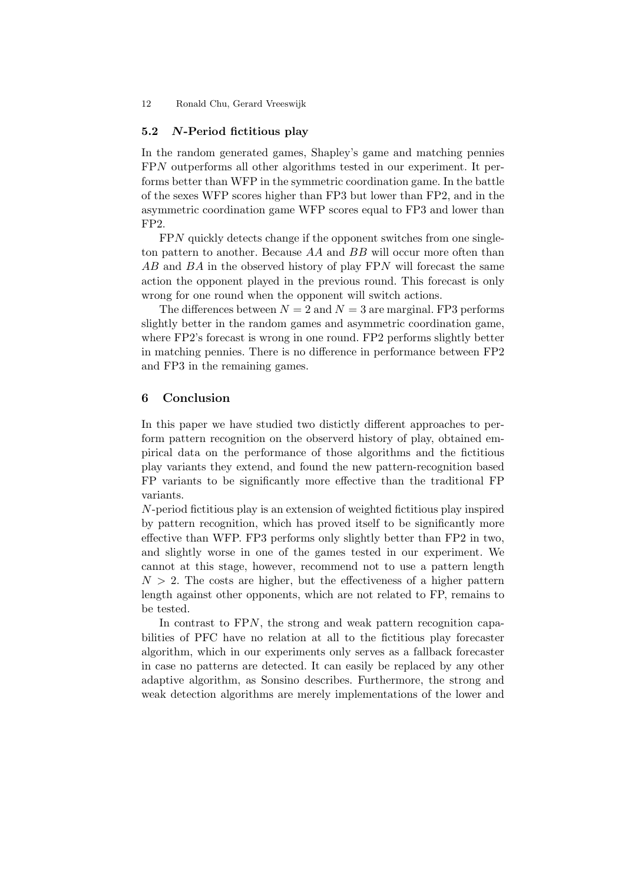### 5.2 $N$-Period fictitious play

In the random generated games, Shapley's game and matching pennies FP$N$ outperforms all other algorithms tested in our experiment. It performs better than WFP in the symmetric coordination game. In the battle of the sexes WFP scores higher than FP3 but lower than FP2, and in the asymmetric coordination game WFP scores equal to FP3 and lower than FP2.

FP$N$ quickly detects change if the opponent switches from one singleton pattern to another. Because $AA$ and $BB$ will occur more often than $AB$ and $BA$ in the observed history of play FP$N$ will forecast the same action the opponent played in the previous round. This forecast is only wrong for one round when the opponent will switch actions.

The differences between $N = 2$ and $N = 3$ are marginal. FP3 performs slightly better in the random games and asymmetric coordination game, where FP2's forecast is wrong in one round. FP2 performs slightly better in matching pennies. There is no difference in performance between FP2 and FP3 in the remaining games.

## 6 Conclusion

In this paper we have studied two distictly different approaches to perform pattern recognition on the observerd history of play, obtained empirical data on the performance of those algorithms and the fictitious play variants they extend, and found the new pattern-recognition based FP variants to be significantly more effective than the traditional FP variants.

$N$-period fictitious play is an extension of weighted fictitious play inspired by pattern recognition, which has proved itself to be significantly more effective than WFP. FP3 performs only slightly better than FP2 in two, and slightly worse in one of the games tested in our experiment. We cannot at this stage, however, recommend not to use a pattern length $N > 2$. The costs are higher, but the effectiveness of a higher pattern length against other opponents, which are not related to FP, remains to be tested.

In contrast to FP$N$, the strong and weak pattern recognition capabilities of PFC have no relation at all to the fictitious play forecaster algorithm, which in our experiments only serves as a fallback forecaster in case no patterns are detected. It can easily be replaced by any other adaptive algorithm, as Sonsino describes. Furthermore, the strong and weak detection algorithms are merely implementations of the lower and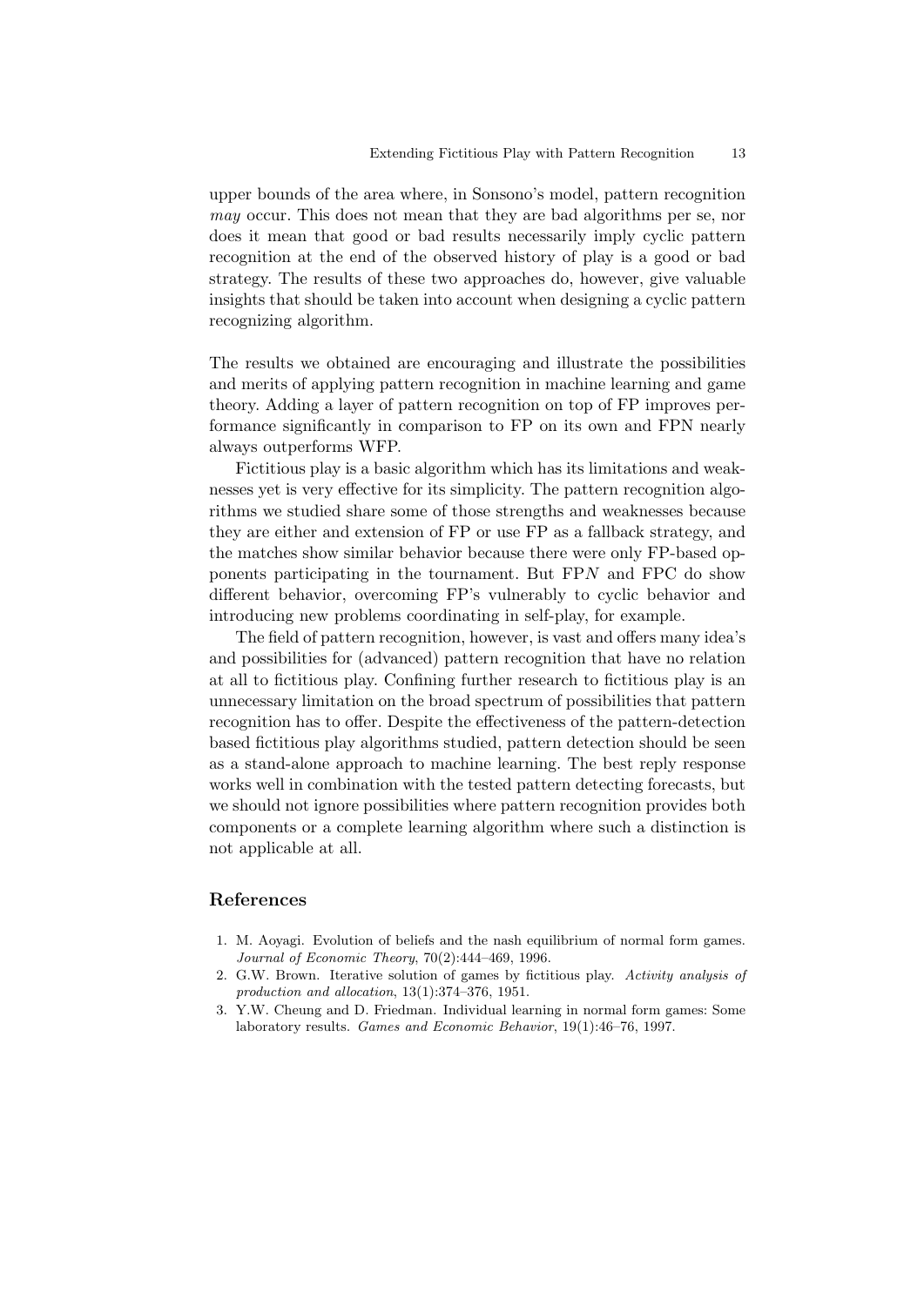upper bounds of the area where, in Sonsono's model, pattern recognition *may* occur. This does not mean that they are bad algorithms per se, nor does it mean that good or bad results necessarily imply cyclic pattern recognition at the end of the observed history of play is a good or bad strategy. The results of these two approaches do, however, give valuable insights that should be taken into account when designing a cyclic pattern recognizing algorithm.

The results we obtained are encouraging and illustrate the possibilities and merits of applying pattern recognition in machine learning and game theory. Adding a layer of pattern recognition on top of FP improves performance significantly in comparison to FP on its own and FPN nearly always outperforms WFP.

Fictitious play is a basic algorithm which has its limitations and weaknesses yet is very effective for its simplicity. The pattern recognition algorithms we studied share some of those strengths and weaknesses because they are either and extension of FP or use FP as a fallback strategy, and the matches show similar behavior because there were only FP-based opponents participating in the tournament. But FP$N$ and FPC do show different behavior, overcoming FP's vulnerably to cyclic behavior and introducing new problems coordinating in self-play, for example.

The field of pattern recognition, however, is vast and offers many idea's and possibilities for (advanced) pattern recognition that have no relation at all to fictitious play. Confining further research to fictitious play is an unnecessary limitation on the broad spectrum of possibilities that pattern recognition has to offer. Despite the effectiveness of the pattern-detection based fictitious play algorithms studied, pattern detection should be seen as a stand-alone approach to machine learning. The best reply response works well in combination with the tested pattern detecting forecasts, but we should not ignore possibilities where pattern recognition provides both components or a complete learning algorithm where such a distinction is not applicable at all.

## References

1. M. Aoyagi. Evolution of beliefs and the nash equilibrium of normal form games. *Journal of Economic Theory*, 70(2):444–469, 1996.
2. G.W. Brown. Iterative solution of games by fictitious play. *Activity analysis of production and allocation*, 13(1):374–376, 1951.
3. Y.W. Cheung and D. Friedman. Individual learning in normal form games: Some laboratory results. *Games and Economic Behavior*, 19(1):46–76, 1997.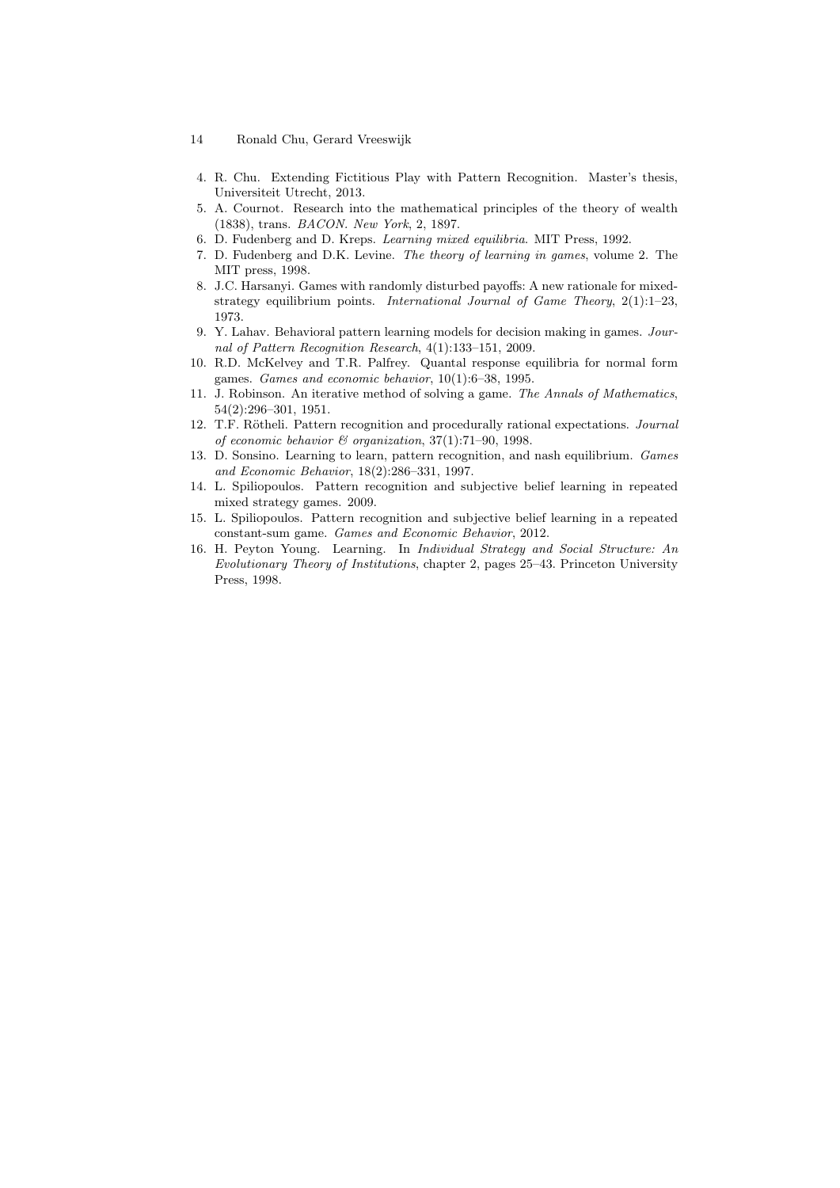4. R. Chu. Extending Fictitious Play with Pattern Recognition. Master's thesis, Universiteit Utrecht, 2013.
5. A. Cournot. Research into the mathematical principles of the theory of wealth (1838), trans. *BACON. New York*, 2, 1897.
6. D. Fudenberg and D. Kreps. *Learning mixed equilibria*. MIT Press, 1992.
7. D. Fudenberg and D.K. Levine. *The theory of learning in games*, volume 2. The MIT press, 1998.
8. J.C. Harsanyi. Games with randomly disturbed payoffs: A new rationale for mixed-strategy equilibrium points. *International Journal of Game Theory*, 2(1):1–23, 1973.
9. Y. Lahav. Behavioral pattern learning models for decision making in games. *Journal of Pattern Recognition Research*, 4(1):133–151, 2009.
10. R.D. McKelvey and T.R. Palfrey. Quantal response equilibria for normal form games. *Games and economic behavior*, 10(1):6–38, 1995.
11. J. Robinson. An iterative method of solving a game. *The Annals of Mathematics*, 54(2):296–301, 1951.
12. T.F. Rötheli. Pattern recognition and procedurally rational expectations. *Journal of economic behavior & organization*, 37(1):71–90, 1998.
13. D. Sonsino. Learning to learn, pattern recognition, and nash equilibrium. *Games and Economic Behavior*, 18(2):286–331, 1997.
14. L. Spiliopoulos. Pattern recognition and subjective belief learning in repeated mixed strategy games. 2009.
15. L. Spiliopoulos. Pattern recognition and subjective belief learning in a repeated constant-sum game. *Games and Economic Behavior*, 2012.
16. H. Peyton Young. Learning. In *Individual Strategy and Social Structure: An Evolutionary Theory of Institutions*, chapter 2, pages 25–43. Princeton University Press, 1998.